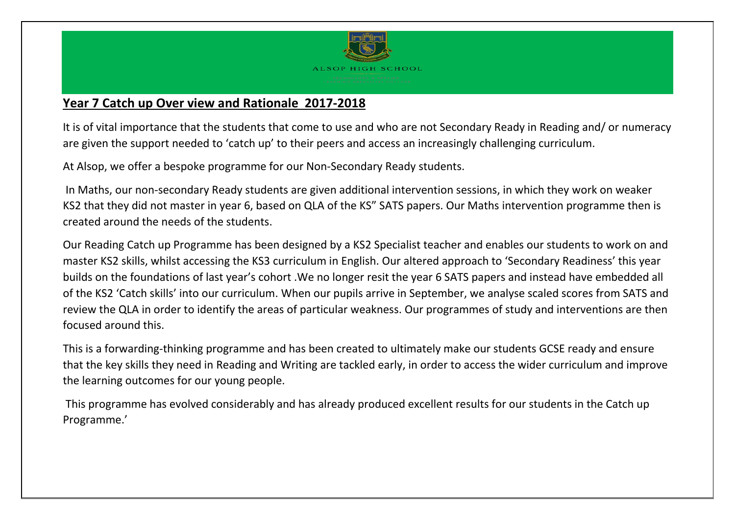ALSOP HIGH SCHOOL

## Year 7 Catch up Over view and Rationale 2017-2018

It is of vital importance that the students that come to use and who are not Secondary Ready in Reading and/ or numeracy are given the support needed to 'catch up' to their peers and access an increasingly challenging curriculum.

At Alsop, we offer a bespoke programme for our Non-Secondary Ready students.

In Maths, our non-secondary Ready students are given additional intervention sessions, in which they work on weaker KS2 that they did not master in year 6, based on QLA of the KS" SATS papers. Our Maths intervention programme then is created around the needs of the students.

Our Reading Catch up Programme has been designed by a KS2 Specialist teacher and enables our students to work on and master KS2 skills, whilst accessing the KS3 curriculum in English. Our altered approach to 'Secondary Readiness' this year builds on the foundations of last year's cohort .We no longer resit the year 6 SATS papers and instead have embedded all of the KS2 'Catch skills' into our curriculum. When our pupils arrive in September, we analyse scaled scores from SATS and review the QLA in order to identify the areas of particular weakness. Our programmes of study and interventions are then focused around this.

This is a forwarding-thinking programme and has been created to ultimately make our students GCSE ready and ensure that the key skills they need in Reading and Writing are tackled early, in order to access the wider curriculum and improve the learning outcomes for our young people.

This programme has evolved considerably and has already produced excellent results for our students in the Catch up Programme.'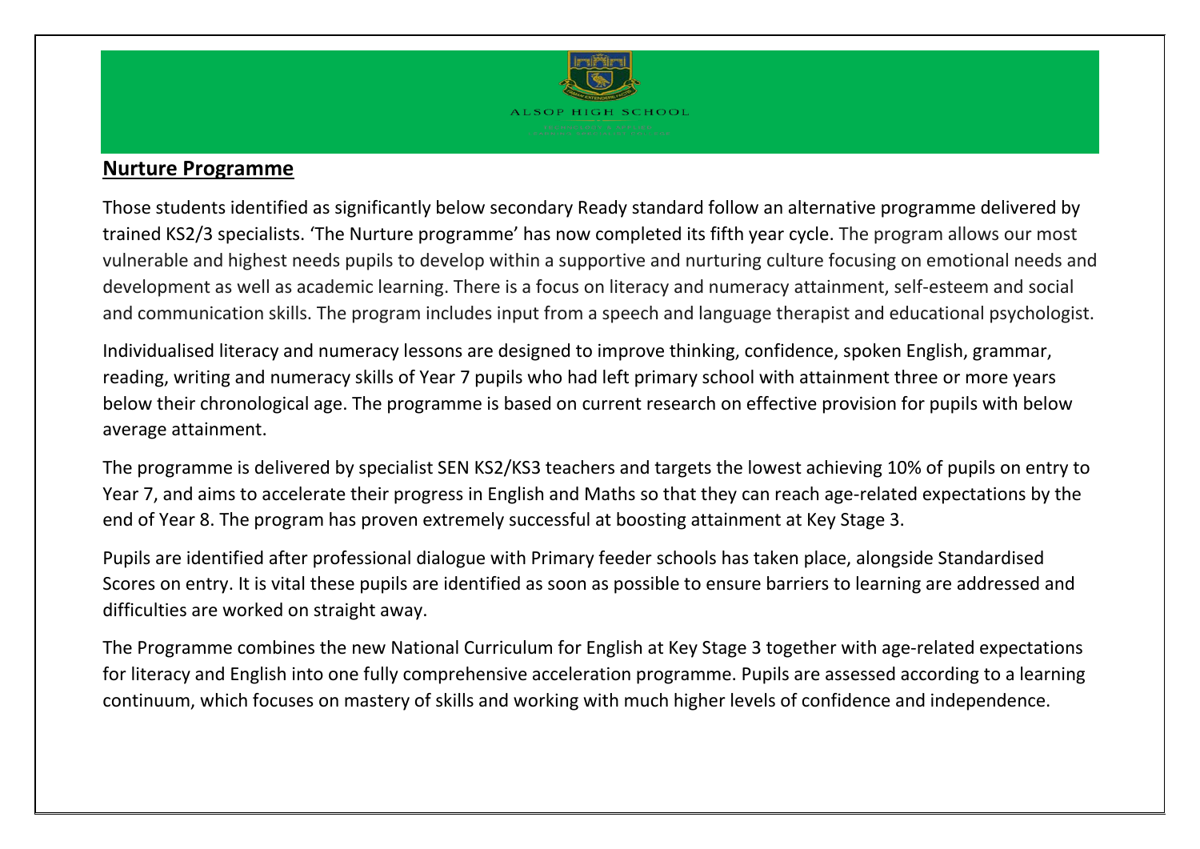ALSOP HIGH SCHOOL

## Nurture Programme

Those students identified as significantly below secondary Ready standard follow an alternative programme delivered by trained KS2/3 specialists. 'The Nurture programme' has now completed its fifth year cycle. The program allows our most vulnerable and highest needs pupils to develop within a supportive and nurturing culture focusing on emotional needs and development as well as academic learning. There is a focus on literacy and numeracy attainment, self-esteem and social and communication skills. The program includes input from a speech and language therapist and educational psychologist.

Individualised literacy and numeracy lessons are designed to improve thinking, confidence, spoken English, grammar, reading, writing and numeracy skills of Year 7 pupils who had left primary school with attainment three or more years below their chronological age. The programme is based on current research on effective provision for pupils with below average attainment.

The programme is delivered by specialist SEN KS2/KS3 teachers and targets the lowest achieving 10% of pupils on entry to Year 7, and aims to accelerate their progress in English and Maths so that they can reach age-related expectations by the end of Year 8. The program has proven extremely successful at boosting attainment at Key Stage 3.

Pupils are identified after professional dialogue with Primary feeder schools has taken place, alongside Standardised Scores on entry. It is vital these pupils are identified as soon as possible to ensure barriers to learning are addressed and difficulties are worked on straight away.

The Programme combines the new National Curriculum for English at Key Stage 3 together with age-related expectations for literacy and English into one fully comprehensive acceleration programme. Pupils are assessed according to a learning continuum, which focuses on mastery of skills and working with much higher levels of confidence and independence.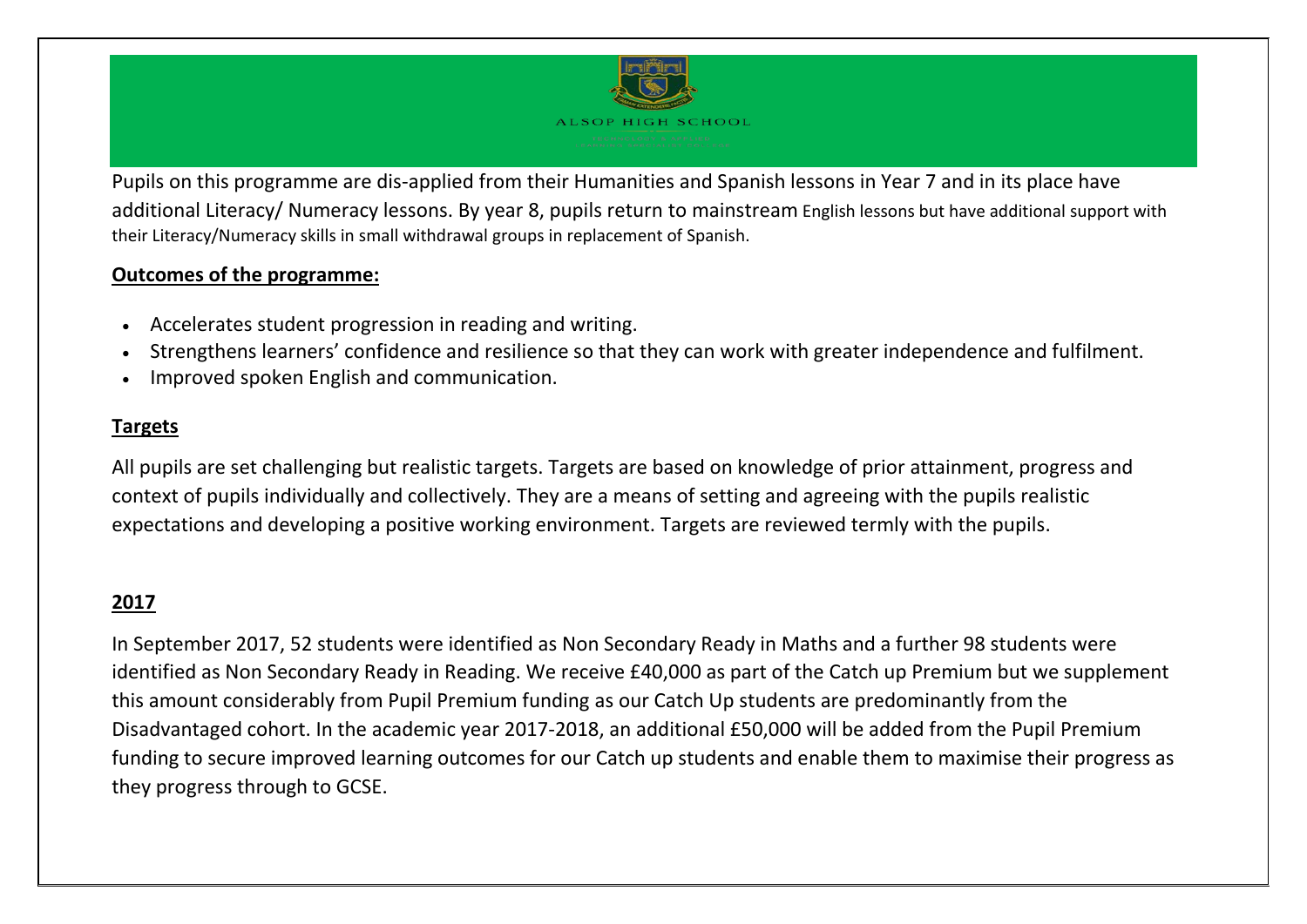Pupils on this programme are dis-applied from their Humanities and Spanish lessons in Year 7 and in its place have additional Literacy/ Numeracy lessons. By year 8, pupils return to mainstream English lessons but have additional support with their Literacy/Numeracy skills in small withdrawal groups in replacement of Spanish.

**Outcomes of the programme:**

- Accelerates student progression in reading and writing.
- Strengthens learners' confidence and resilience so that they can work with greater independence and fulfilment.
- Improved spoken English and communication.

**Targets**

All pupils are set challenging but realistic targets. Targets are based on knowledge of prior attainment, progress and context of pupils individually and collectively. They are a means of setting and agreeing with the pupils realistic expectations and developing a positive working environment. Targets are reviewed termly with the pupils.

**2017**

In September 2017, 52 students were identified as Non Secondary Ready in Maths and a further 98 students were identified as Non Secondary Ready in Reading. We receive £40,000 as part of the Catch up Premium but we supplement this amount considerably from Pupil Premium funding as our Catch Up students are predominantly from the Disadvantaged cohort. In the academic year 2017-2018, an additional £50,000 will be added from the Pupil Premium funding to secure improved learning outcomes for our Catch up students and enable them to maximise their progress as they progress through to GCSE.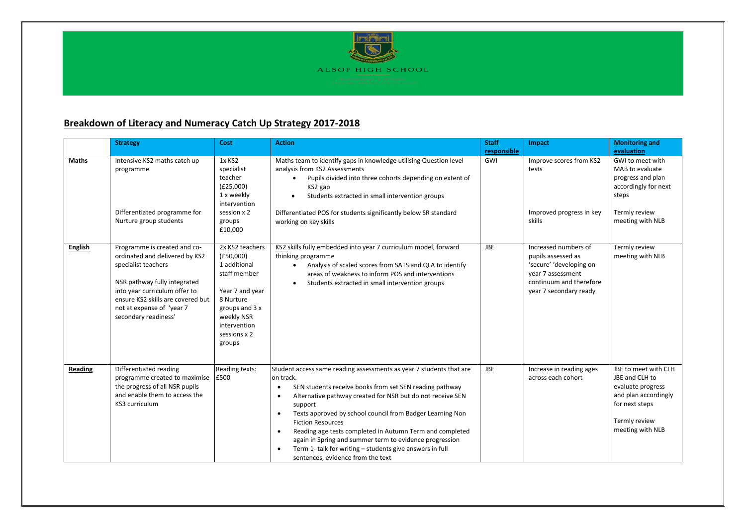ALSOP HIGH SCHOOL

## Breakdown of Literacy and Numeracy Catch Up Strategy 2017-2018

| | Strategy | Cost | Action | Staff responsible | Impact | Monitoring and evaluation |
|---|---|---|---|---|---|---|
| **Maths** | Intensive KS2 maths catch up programme<br><br>Differentiated programme for Nurture group students | 1x KS2 specialist teacher (£25,000)<br>1 x weekly intervention session x 2 groups £10,000 | Maths team to identify gaps in knowledge utilising Question level analysis from KS2 Assessments<br>• Pupils divided into three cohorts depending on extent of KS2 gap<br>• Students extracted in small intervention groups<br><br>Differentiated POS for students significantly below SR standard working on key skills | GWI | Improve scores from KS2 tests<br><br>Improved progress in key skills | GWI to meet with MAB to evaluate progress and plan accordingly for next steps<br><br>Termly review meeting with NLB |
| **English** | Programme is created and co-ordinated and delivered by KS2 specialist teachers<br><br>NSR pathway fully integrated into year curriculum offer to ensure KS2 skills are covered but not at expense of 'year 7 secondary readiness' | 2x KS2 teachers (£50,000)<br>1 additional staff member<br><br>Year 7 and year 8 Nurture groups and 3 x weekly NSR intervention sessions x 2 groups | KS2 skills fully embedded into year 7 curriculum model, forward thinking programme<br>• Analysis of scaled scores from SATS and QLA to identify areas of weakness to inform POS and interventions<br>• Students extracted in small intervention groups | JBE | Increased numbers of pupils assessed as 'secure' 'developing on year 7 assessment continuum and therefore year 7 secondary ready | Termly review meeting with NLB |
| **Reading** | Differentiated reading programme created to maximise the progress of all NSR pupils and enable them to access the KS3 curriculum | Reading texts: £500 | Student access same reading assessments as year 7 students that are on track.<br>• SEN students receive books from set SEN reading pathway<br>• Alternative pathway created for NSR but do not receive SEN support<br>• Texts approved by school council from Badger Learning Non Fiction Resources<br>• Reading age tests completed in Autumn Term and completed again in Spring and summer term to evidence progression<br>• Term 1- talk for writing – students give answers in full sentences, evidence from the text | JBE | Increase in reading ages across each cohort | JBE to meet with CLH JBE and CLH to evaluate progress and plan accordingly for next steps<br><br>Termly review meeting with NLB |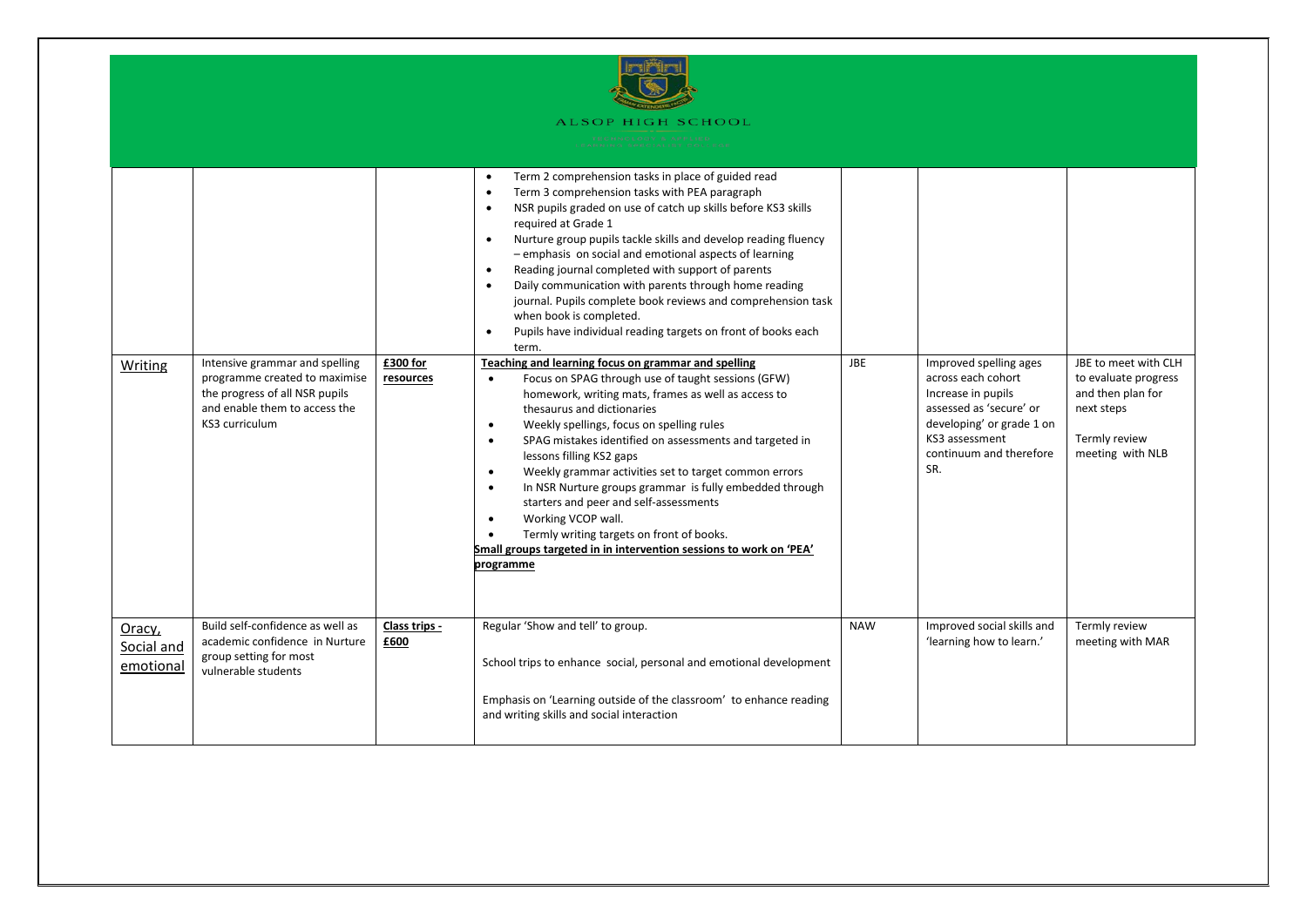ALSOP HIGH SCHOOL

| | | | | | | |
|---|---|---|---|---|---|---|
| | | | • Term 2 comprehension tasks in place of guided read<br>• Term 3 comprehension tasks with PEA paragraph<br>• NSR pupils graded on use of catch up skills before KS3 skills required at Grade 1<br>• Nurture group pupils tackle skills and develop reading fluency – emphasis on social and emotional aspects of learning<br>• Reading journal completed with support of parents<br>• Daily communication with parents through home reading journal. Pupils complete book reviews and comprehension task when book is completed.<br>• Pupils have individual reading targets on front of books each term. | | | |
| Writing | Intensive grammar and spelling programme created to maximise the progress of all NSR pupils and enable them to access the KS3 curriculum | **£300 for resources** | **Teaching and learning focus on grammar and spelling**<br>• Focus on SPAG through use of taught sessions (GFW) homework, writing mats, frames as well as access to thesaurus and dictionaries<br>• Weekly spellings, focus on spelling rules<br>• SPAG mistakes identified on assessments and targeted in lessons filling KS2 gaps<br>• Weekly grammar activities set to target common errors<br>• In NSR Nurture groups grammar is fully embedded through starters and peer and self-assessments<br>• Working VCOP wall.<br>• Termly writing targets on front of books.<br>**Small groups targeted in in intervention sessions to work on 'PEA' programme** | JBE | Improved spelling ages across each cohort<br>Increase in pupils assessed as 'secure' or developing' or grade 1 on KS3 assessment continuum and therefore SR. | JBE to meet with CLH to evaluate progress and then plan for next steps<br><br>Termly review meeting with NLB |
| Oracy, Social and emotional | Build self-confidence as well as academic confidence in Nurture group setting for most vulnerable students | **Class trips - £600** | Regular 'Show and tell' to group.<br><br>School trips to enhance social, personal and emotional development<br><br>Emphasis on 'Learning outside of the classroom' to enhance reading and writing skills and social interaction | NAW | Improved social skills and 'learning how to learn.' | Termly review meeting with MAR |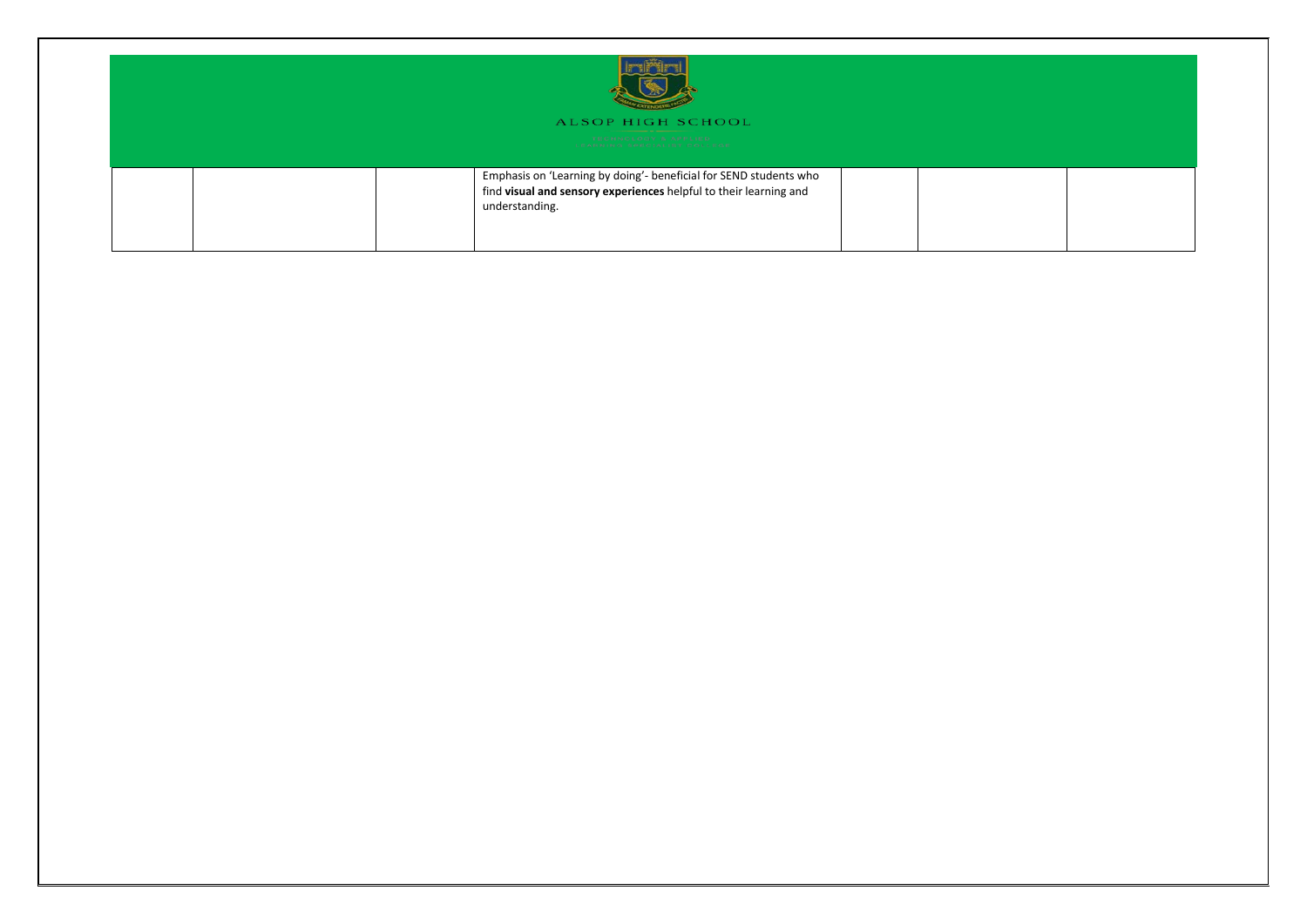| | | | | | | |
|---|---|---|---|---|---|---|
| | | | Emphasis on 'Learning by doing'- beneficial for SEND students who find **visual and sensory experiences** helpful to their learning and understanding. | | | |